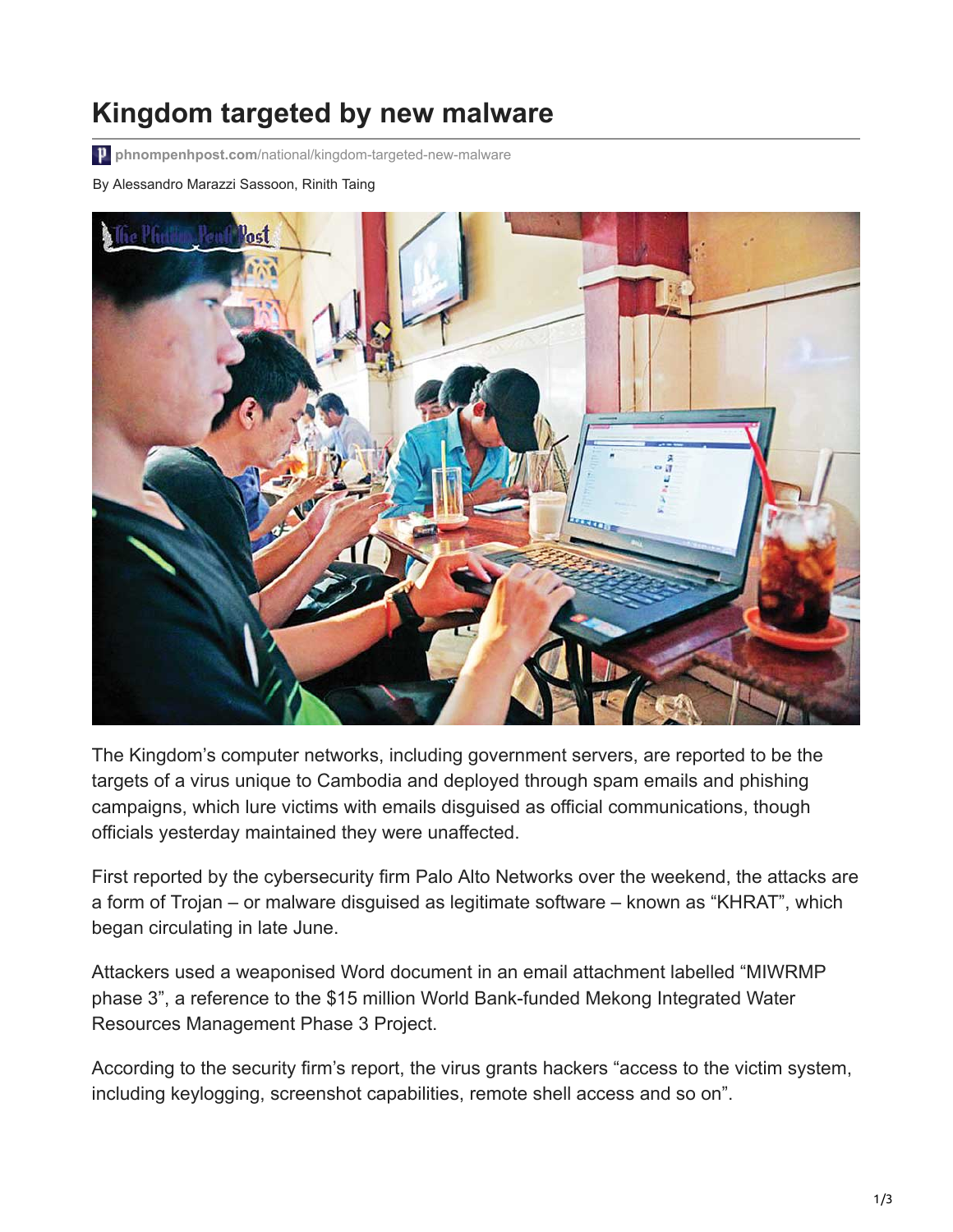# Kingdom targeted by new malware

phnompenhpost.com/national/kingdom-targeted-new-malware

By Alessandro Marazzi Sassoon, Rinith Taing

The Kingdom's computer networks, including government servers, are reported to be the targets of a virus unique to Cambodia and deployed through spam emails and phishing campaigns, which lure victims with emails disguised as official communications, though officials yesterday maintained they were unaffected.

First reported by the cybersecurity firm Palo Alto Networks over the weekend, the attacks are a form of Trojan – or malware disguised as legitimate software – known as "KHRAT", which began circulating in late June.

Attackers used a weaponised Word document in an email attachment labelled "MIWRMP phase 3", a reference to the $15 million World Bank-funded Mekong Integrated Water Resources Management Phase 3 Project.

According to the security firm's report, the virus grants hackers "access to the victim system, including keylogging, screenshot capabilities, remote shell access and so on".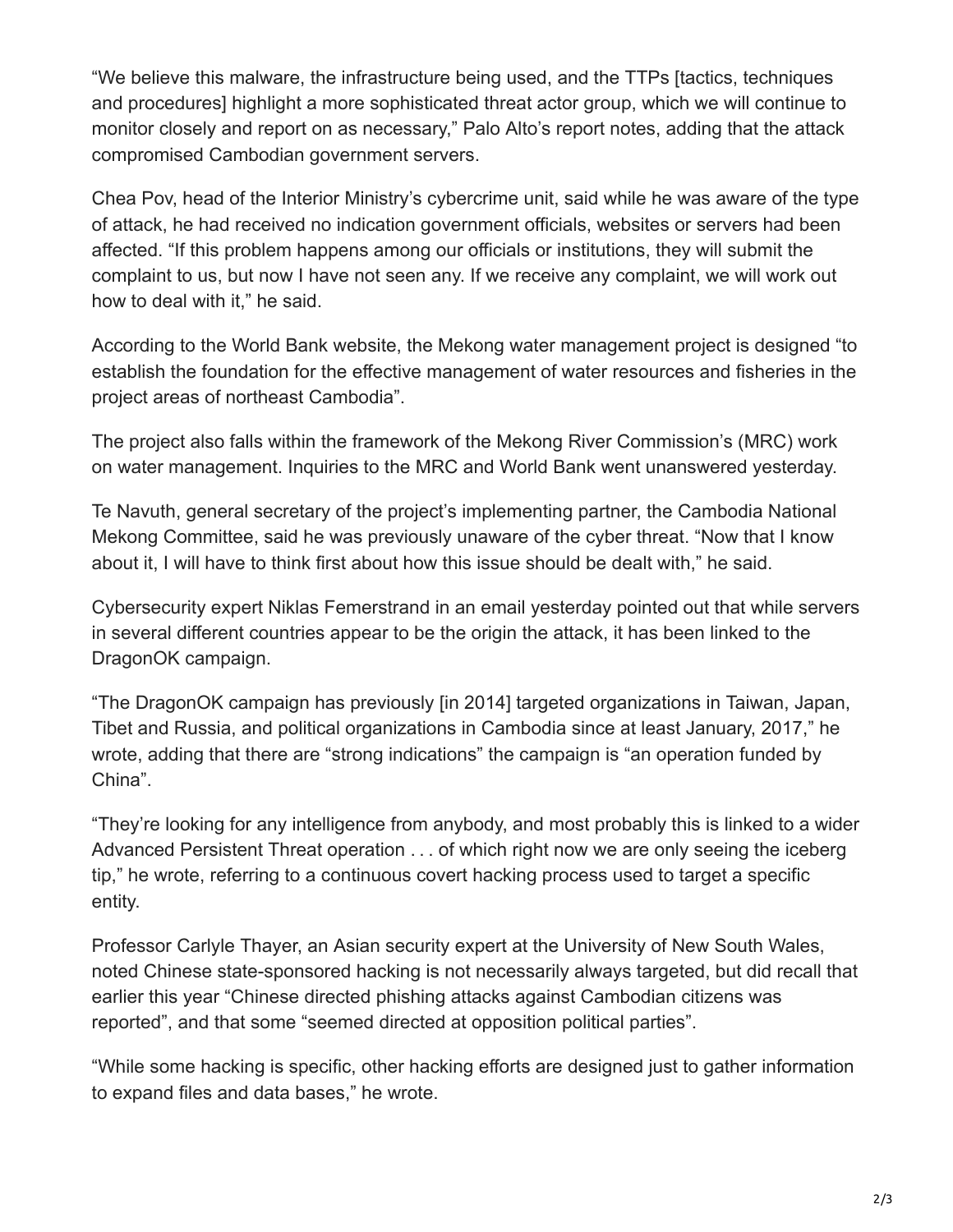"We believe this malware, the infrastructure being used, and the TTPs [tactics, techniques and procedures] highlight a more sophisticated threat actor group, which we will continue to monitor closely and report on as necessary," Palo Alto's report notes, adding that the attack compromised Cambodian government servers.

Chea Pov, head of the Interior Ministry's cybercrime unit, said while he was aware of the type of attack, he had received no indication government officials, websites or servers had been affected. "If this problem happens among our officials or institutions, they will submit the complaint to us, but now I have not seen any. If we receive any complaint, we will work out how to deal with it," he said.

According to the World Bank website, the Mekong water management project is designed "to establish the foundation for the effective management of water resources and fisheries in the project areas of northeast Cambodia".

The project also falls within the framework of the Mekong River Commission's (MRC) work on water management. Inquiries to the MRC and World Bank went unanswered yesterday.

Te Navuth, general secretary of the project's implementing partner, the Cambodia National Mekong Committee, said he was previously unaware of the cyber threat. "Now that I know about it, I will have to think first about how this issue should be dealt with," he said.

Cybersecurity expert Niklas Femerstrand in an email yesterday pointed out that while servers in several different countries appear to be the origin the attack, it has been linked to the DragonOK campaign.

"The DragonOK campaign has previously [in 2014] targeted organizations in Taiwan, Japan, Tibet and Russia, and political organizations in Cambodia since at least January, 2017," he wrote, adding that there are "strong indications" the campaign is "an operation funded by China".

"They're looking for any intelligence from anybody, and most probably this is linked to a wider Advanced Persistent Threat operation . . . of which right now we are only seeing the iceberg tip," he wrote, referring to a continuous covert hacking process used to target a specific entity.

Professor Carlyle Thayer, an Asian security expert at the University of New South Wales, noted Chinese state-sponsored hacking is not necessarily always targeted, but did recall that earlier this year "Chinese directed phishing attacks against Cambodian citizens was reported", and that some "seemed directed at opposition political parties".

"While some hacking is specific, other hacking efforts are designed just to gather information to expand files and data bases," he wrote.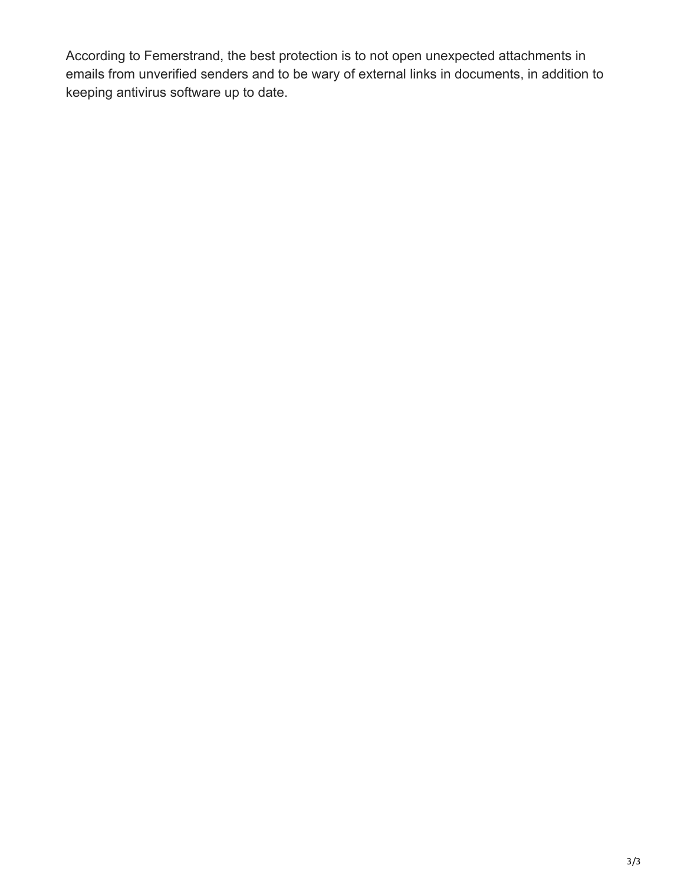According to Femerstrand, the best protection is to not open unexpected attachments in emails from unverified senders and to be wary of external links in documents, in addition to keeping antivirus software up to date.